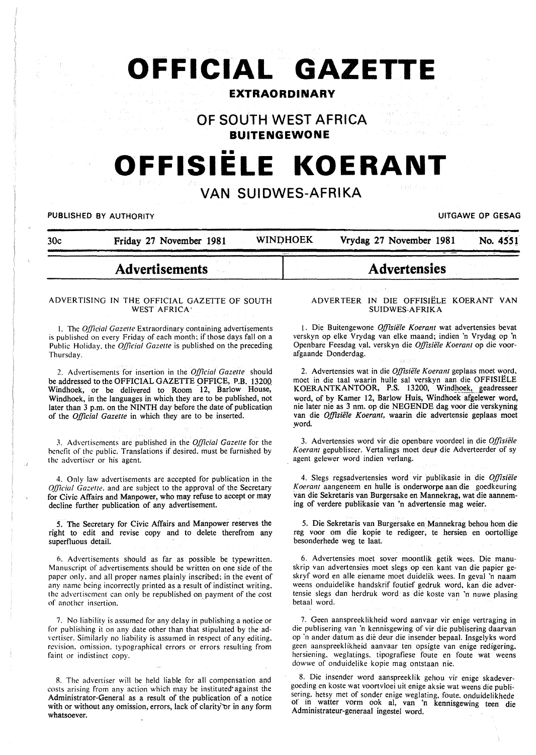# OFFICIAL GAZETTE

**EXTRAORDINARY**

## OF SOUTH WEST AFRICA

**BUITENGEWONE**

# OFFISIËLE KOERANT

## VAN SUIDWES-AFRIKA

**PUBLISHED BY AUTHORITY** — **UITGAWE OP GESAG**

30c — Friday 27 November 1981 — WINDHOEK — Vrydag 27 November 1981 — No. 4551

## Advertisements

### ADVERTISING IN THE OFFICIAL GAZETTE OF SOUTH WEST AFRICA

1. The *Official Gazette* Extraordinary containing advertisements is published on every Friday of each month; if those days fall on a Public Holiday, the *Official Gazette* is published on the preceding Thursday.

2. Advertisements for insertion in the *Official Gazette* should be addressed to the OFFICIAL GAZETTE OFFICE, P.B. 13200 Windhoek, or be delivered to Room 12, Barlow House, Windhoek, in the languages in which they are to be published, not later than 3 p.m. on the NINTH day before the date of publication of the *Official Gazette* in which they are to be inserted.

3. Advertisements are published in the *Official Gazette* for the benefit of the public. Translations if desired, must be furnished by the advertiser or his agent.

4. Only law advertisements are accepted for publication in the *Official Gazette*, and are subject to the approval of the Secretary for Civic Affairs and Manpower, who may refuse to accept or may decline further publication of any advertisement.

5. The Secretary for Civic Affairs and Manpower reserves the right to edit and revise copy and to delete therefrom any superfluous detail.

6. Advertisements should as far as possible be typewritten. Manuscript of advertisements should be written on one side of the paper only, and all proper names plainly inscribed; in the event of any name being incorrectly printed as a result of indistinct writing, the advertisement can only be republished on payment of the cost of another insertion.

7. No liability is assumed for any delay in publishing a notice or for publishing it on any date other than that stipulated by the advertiser. Similarly no liability is assumed in respect of any editing, revision, omission, typographical errors or errors resulting from faint or indistinct copy.

8. The advertiser will be held liable for all compensation and costs arising from any action which may be instituted against the Administrator-General as a result of the publication of a notice with or without any omission, errors, lack of clarity or in any form whatsoever.

## Advertensies

### ADVERTEER IN DIE OFFISIËLE KOERANT VAN SUIDWES-AFRIKA

1. Die Buitengewone *Offisiële Koerant* wat advertensies bevat verskyn op elke Vrydag van elke maand; indien 'n Vrydag op 'n Openbare Feesdag val, verskyn die *Offisiële Koerant* op die voorafgaande Donderdag.

2. Advertensies wat in die *Offisiële Koerant* geplaas moet word, moet in die taal waarin hulle sal verskyn aan die OFFISIËLE KOERANTKANTOOR, P.S. 13200, Windhoek, geadresseer word, of by Kamer 12, Barlow Huis, Windhoek afgelewer word, nie later nie as 3 nm. op die NEGENDE dag voor die verskyning van die *Offisiële Koerant*, waarin die advertensie geplaas moet word.

3. Advertensies word vir die openbare voordeel in die *Offisiële Koerant* gepubliseer. Vertalings moet deur die Adverteerder of sy agent gelewer word indien verlang.

4. Slegs regsadvertensies word vir publikasie in die *Offisiële Koerant* aangeneem en hulle is onderworpe aan die goedkeuring van die Sekretaris van Burgersake en Mannekrag, wat die aanneming of verdere publikasie van 'n advertensie mag weier.

5. Die Sekretaris van Burgersake en Mannekrag behou hom die reg voor om die kopie te redigeer, te hersien en oortollige besonderhede weg te laat.

6. Advertensies moet sover moontlik getik wees. Die manuskrip van advertensies moet slegs op een kant van die papier geskryf word en alle eiename moet duidelik wees. In geval 'n naam weens onduidelike handskrif foutief gedruk word, kan die advertensie slegs dan herdruk word as die koste van 'n nuwe plasing betaal word.

7. Geen aanspreeklikheid word aanvaar vir enige vertraging in die publisering van 'n kennisgewing of vir die publisering daarvan op 'n ander datum as die deur die insender bepaal. Insgelyks word geen aanspreeklikheid aanvaar ten opsigte van enige redigering, hersiening, weglatings, tipografiese foute en foute wat weens dowwe of onduidelike kopie mag ontstaan nie.

8. Die insender word aanspreeklik gehou vir enige skadevergoeding en koste wat voortvloei uit enige aksie wat weens die publisering, hetsy met of sonder enige weglating, foute, onduidelikhede of in watter vorm ook al, van 'n kennisgewing teen die Administrateur-generaal ingestel word.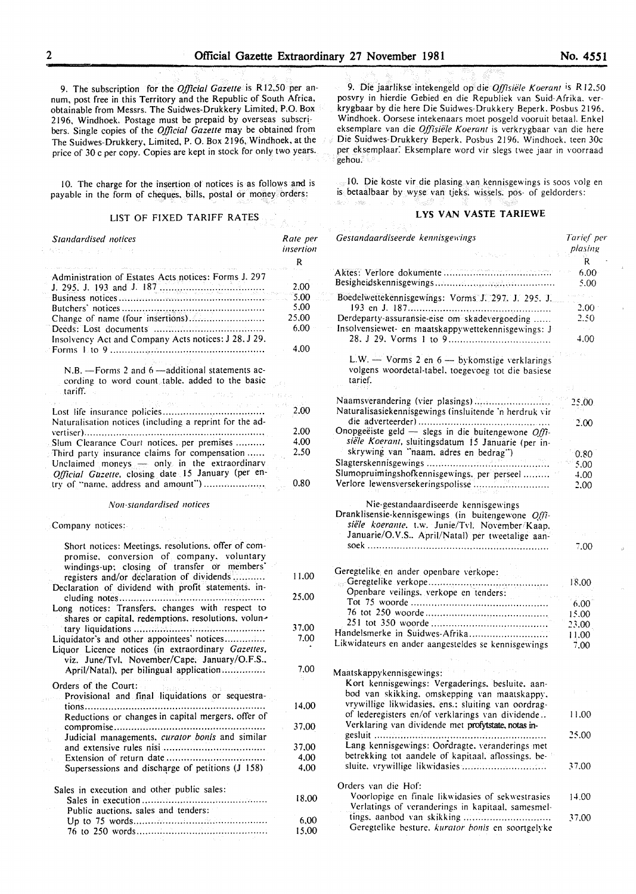9. The subscription for the *Official Gazette* is R12,50 per annum, post free in this Territory and the Republic of South Africa, obtainable from Messrs. The Suidwes-Drukkery Limited, P.O. Box 2196, Windhoek. Postage must be prepaid by overseas subscribers. Single copies of the *Official Gazette* may be obtained from The Suidwes-Drukkery, Limited, P. O. Box 2196, Windhoek, at the price of 30 c per copy. Copies are kept in stock for only two years.

10. The charge for the insertion of notices is as follows and is payable in the form of cheques, bills, postal or money orders:

## LIST OF FIXED TARIFF RATES

| *Standardised notices* | *Rate per insertion* |
|---|---|
| | R |
| Administration of Estates Acts notices: Forms J. 297 J. 295, J. 193 and J. 187 | 2,00 |
| Business notices | 5,00 |
| Butchers' notices | 5,00 |
| Change of name (four insertions) | 25,00 |
| Deeds: Lost documents | 6,00 |
| Insolvency Act and Company Acts notices: J 28, J 29. Forms 1 to 9 | 4,00 |
| N.B. — Forms 2 and 6 — additional statements according to word count table, added to the basic tariff. | |
| Lost life insurance policies | 2,00 |
| Naturalisation notices (including a reprint for the advertiser) | 2,00 |
| Slum Clearance Court notices, per premises | 4,00 |
| Third party insurance claims for compensation | 2,50 |
| Unclaimed moneys — only in the extraordinary *Official Gazette*, closing date 15 January (per entry of "name, address and amount") | 0,80 |

*Non-standardised notices*

| | |
|---|---|
| Company notices: | |
| Short notices: Meetings, resolutions, offer of compromise, conversion of company, voluntary windings-up; closing of transfer or members' registers and/or declaration of dividends | 11,00 |
| Declaration of dividend with profit statements, including notes | 25,00 |
| Long notices: Transfers, changes with respect to shares or capital, redemptions, resolutions, voluntary liquidations | 37,00 |
| Liquidator's and other appointees' notices | 7,00 |
| Liquor Licence notices (in extraordinary *Gazettes*, viz. June/Tvl. November/Cape, January/O.F.S., April/Natal), per bilingual application | 7,00 |
| Orders of the Court: | |
| Provisional and final liquidations or sequestrations | 14,00 |
| Reductions or changes in capital mergers, offer of compromise | 37,00 |
| Judicial managements, *curator bonis* and similar and extensive rules nisi | 37,00 |
| Extension of return date | 4,00 |
| Supersessions and discharge of petitions (J 158) | 4,00 |
| Sales in execution and other public sales: | |
| Sales in execution | 18,00 |
| Public auctions, sales and tenders: | |
| Up to 75 words | 6,00 |
| 76 to 250 words | 15,00 |

9. Die jaarlikse intekengeld op die *Offisiële Koerant* is R12,50 posvry in hierdie Gebied en die Republiek van Suid-Afrika, verkrygbaar by die here Die Suidwes-Drukkery Beperk, Posbus 2196, Windhoek. Oorsese intekenaars moet posgeld vooruit betaal. Enkel eksemplare van die *Offisiële Koerant* is verkrygbaar van die here Die Suidwes-Drukkery Beperk, Posbus 2196, Windhoek, teen 30c per eksemplaar. Eksemplare word vir slegs twee jaar in voorraad gehou.

10. Die koste vir die plasing van kennisgewings is soos volg en is betaalbaar by wyse van tjeks, wissels, pos- of geldorders:

## LYS VAN VASTE TARIEWE

| *Gestandaardiseerde kennisgewings* | *Tarief per plasing* |
|---|---|
| | R |
| Aktes: Verlore dokumente | 6,00 |
| Besigheidskennisgewings | 5,00 |
| Boedelwettekennisgewings: Vorms J. 297, J. 295, J. 193 en J. 187 | 2,00 |
| Derdeparty-assuransie-eise om skadevergoeding | 2,50 |
| Insolvensiewet- en maatskappywettekennisgewings: J 28, J 29. Vorms 1 to 9 | 4,00 |
| L.W. — Vorms 2 en 6 — bykomstige verklarings volgens woordetal-tabel, toegevoeg tot die basiese tarief. | |
| Naamsverandering (vier plasings) | 25,00 |
| Naturalisasiekennisgewings (insluitende 'n herdruk vir die adverteerder) | 2,00 |
| Onopgeëiste geld — slegs in die buitengewone *Offisiële Koerant*, sluitingsdatum 15 Januarie (per inskrywing van "naam, adres en bedrag") | 0,80 |
| Slagterskennisgewings | 5,00 |
| Slumopruimingshofkennisgewings, per perseel | 4,00 |
| Verlore lewensversekeringspolisse | 2,00 |

Nie-gestandaardiseerde kennisgewings

| | |
|---|---|
| Dranklisensie-kennisgewings (in buitengewone *Offisiële koerante*, t.w. Junie/Tvl. November/Kaap, Januarie/O.V.S., April/Natal) per tweetalige aansoek | 7,00 |
| Geregtelike en ander openbare verkope: | |
| Geregtelike verkope | 18,00 |
| Openbare veilings, verkope en tenders: | |
| Tot 75 woorde | 6,00 |
| 76 tot 250 woorde | 15,00 |
| 251 tot 350 woorde | 23,00 |
| Handelsmerke in Suidwes-Afrika | 11,00 |
| Likwidateurs en ander aangesteldes se kennisgewings | 7,00 |
| Maatskappykennisgewings: | |
| Kort kennisgewings: Vergaderings, besluite, aanbod van skikking, omskepping van maatskappy, vrywillige likwidasies, ens.; sluiting van oordragof lederegisters en/of verklarings van dividende | 11,00 |
| Verklaring van dividende met profytstate, notas ingesluit | 25,00 |
| Lang kennisgewings: Oordragte, veranderings met betrekking tot aandele of kapitaal, aflossings, besluite, vrywillige likwidasies | 37,00 |
| Orders van die Hof: | |
| Voorlopige en finale likwidasies of sekwestrasies | 14,00 |
| Verlatings of veranderings in kapitaal, samesmeltings, aanbod van skikking | 37,00 |
| Geregtelike besture, *kurator bonis* en soortgelyke | |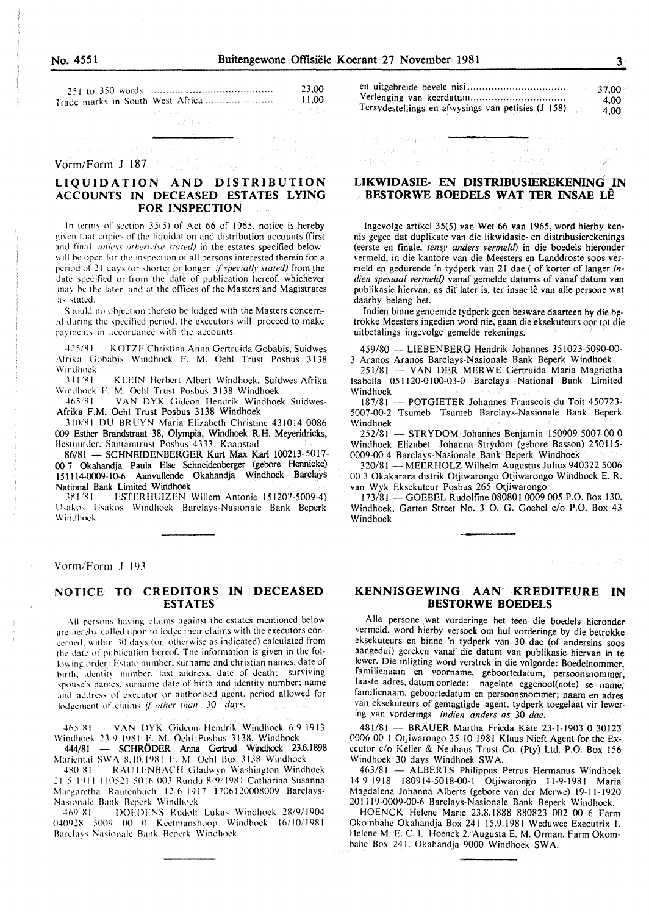| | |
|---|---|
| 251 to 350 words | 23,00 |
| Trade marks in South West Africa | 11,00 |

| | |
|---|---|
| en uitgebreide bevele nisi | 37,00 |
| Verlenging van keerdatum | 4,00 |
| Tersydestellings en afwysings van petisies (J 158) | 4,00 |

Vorm/Form J 187

## LIQUIDATION AND DISTRIBUTION ACCOUNTS IN DECEASED ESTATES LYING FOR INSPECTION

In terms of section 35(5) of Act 66 of 1965, notice is hereby given that copies of the liquidation and distribution accounts (first and final, *unless otherwise stated)* in the estates specified below will be open for the inspection of all persons interested therein for a period of 21 days (or shorter or longer *if specially stated)* from the date specified or from the date of publication hereof, whichever may be the later, and at the offices of the Masters and Magistrates as stated.

Should no objection thereto be lodged with the Masters concerned during the specified period, the executors will proceed to make payments in accordance with the accounts.

425/81 KOTZE Christina Anna Gertruida Gobabis, Suidwes Afrika Gobabis Windhoek F. M. Oehl Trust Posbus 3138 Windhoek

341/81 KLEIN Herbert Albert Windhoek, Suidwes-Afrika Windhoek F. M. Oehl Trust Posbus 3138 Windhoek

465/81 VAN DYK Gideon Hendrik Windhoek Suidwes-Afrika F.M. Oehl Trust Posbus 3138 Windhoek

310/81 DU BRUYN Maria Elizabeth Christine 431014 0086 009 Esther Brandstraat 38, Olympia, Windhoek R.H. Meyeridricks, Bestuurder, Santamtrust Posbus 4333, Kaapstad

86/81 — SCHNEIDENBERGER Kurt Max Karl 100213-5017-00-7 Okahandja Paula Else Schneidenberger (gebore Hennicke) 151114-0009-10-6 Aanvullende Okahandja Windhoek Barclays National Bank Limited Windhoek

381/81 ESTERHUIZEN Willem Antonie 151207-5009-4) Usakos Usakos Windhoek Barclays-Nasionale Bank Beperk Windhoek

## LIKWIDASIE- EN DISTRIBUSIEREKENING IN BESTORWE BOEDELS WAT TER INSAE LÊ

Ingevolge artikel 35(5) van Wet 66 van 1965, word hierby kennis gegee dat duplikate van die likwidasie- en distribusierekenings (eerste en finale, *tensy anders vermeld)* in die boedels hieronder vermeld, in die kantore van die Meesters en Landdroste soos vermeld en gedurende 'n tydperk van 21 dae ( of korter of langer *indien spesiaal vermeld)* vanaf gemelde datums of vanaf datum van publikasie hiervan, as dit later is, ter insae lê van alle persone wat daarby belang het.

Indien binne genoemde tydperk geen besware daarteen by die betrokke Meesters ingedien word nie, gaan die eksekuteurs oor tot die uitbetalings ingevolge gemelde rekenings.

459/80 — LIEBENBERG Hendrik Johannes 351023-5090-00-3 Aranos Aranos Barclays-Nasionale Bank Beperk Windhoek

251/81 — VAN DER MERWE Gertruida Maria Magrietha Isabella 051120-0100-03-0 Barclays National Bank Limited Windhoek

187/81 — POTGIETER Johannes Franscois du Toit 450723-5007-00-2 Tsumeb Tsumeb Barclays-Nasionale Bank Beperk Windhoek

252/81 — STRYDOM Johannes Benjamin 150909-5007-00-0 Windhoek Elizabet Johanna Strydom (gebore Basson) 250115-0009-00-4 Barclays-Nasionale Bank Beperk Windhoek

320/81 — MEERHOLZ Wilhelm Augustus Julius 940322 5006 00 3 Okakarara distrik Otjiwarongo Otjiwarongo Windhoek E. R. van Wyk Eksekuteur Posbus 265 Otjiwarongo

173/81 — GOEBEL Rudolfine 080801 0009 005 P.O. Box 130, Windhoek, Garten Street No. 3 O. G. Goebel c/o P.O. Box 43 Windhoek

Vorm/Form J 193

## NOTICE TO CREDITORS IN DECEASED ESTATES

All persons having claims against the estates mentioned below are hereby called upon to lodge their claims with the executors concerned, within 30 days (or otherwise as indicated) calculated from the date of publication hereof. The information is given in the following order: Estate number, surname and christian names, date of birth, identity number, last address, date of death; surviving spouse's names, surname date of birth and identity number; name and address of executor or authorised agent, period allowed for lodgement of claims *if other than 30 days.*

465/81 VAN DYK Gideon Hendrik Windhoek 6-9-1913 Windhoek 23.9.1981 F. M. Oehl Posbus 3138, Windhoek

444/81 — SCHRÖDER Anna Gertrud Windhoek 23.6.1898 Mariental SWA 8.10.1981 F. M. Oehl Bus 3138 Windhoek

480/81 RAUTENBACH Gladwyn Washington Windhoek 21.5.1911 110521 5016 003 Rundu 8/9/1981 Catharina Susanna Margaretha Rautenbach 12.6.1917 1706120008009 Barclays-Nasionale Bank Beperk Windhoek

469/81 DOEDENS Rudolf Lukas Windhoek 28/9/1904 040928 5009 00 0 Keetmanshoop Windhoek 16/10/1981 Barclays Nasionale Bank Beperk Windhoek

## KENNISGEWING AAN KREDITEURE IN BESTORWE BOEDELS

Alle persone wat vorderinge het teen die boedels hieronder vermeld, word hierby versoek om hul vorderinge by die betrokke eksekuteurs en binne 'n tydperk van 30 dae (of andersins soos aangedui) gereken vanaf die datum van publikasie hiervan in te lewer. Die inligting word verstrek in die volgorde: Boedelnommer, familienaam en voorname, geboortedatum, persoonsnommer, laaste adres, datum oorlede; nagelate eggenoot(note) se name, familienaam, geboortedatum en persoonsnommer; naam en adres van eksekuteurs of gemagtigde agent, tydperk toegelaat vir lewering van vorderings *indien anders as 30 dae.*

481/81 — BRÄUER Martha Frieda Käte 23-1-1903 0 30123 0006 00 1 Otjiwarongo 25-10-1981 Klaus Nieft Agent for the Executor c/o Keller & Neuhaus Trust Co. (Pty) Ltd. P.O. Box 156 Windhoek 30 days Windhoek SWA.

463/81 — ALBERTS Philippus Petrus Hermanus Windhoek 14-9-1918 180914-5018-00-1 Otjiwarongo 11-9-1981 Maria Magdalena Johanna Alberts (gebore van der Merwe) 19-11-1920 201119-0009-00-6 Barclays-Nasionale Bank Beperk Windhoek.

HOENCK Helene Marie 23.8.1888 880823 002 00 6 Farm Okombahe Okahandja Box 241 15.9.1981 Weduwee Executrix I. Helene M. E. C. L. Hoenck 2. Augusta E. M. Orman. Farm Okombahe Box 241. Okahandja 9000 Windhoek SWA.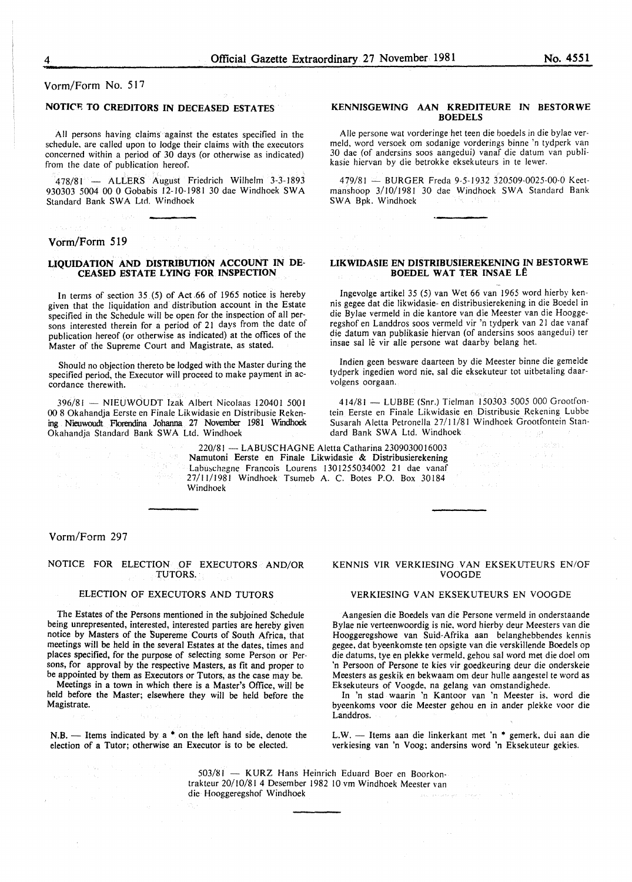Vorm/Form No. 517

## NOTICE TO CREDITORS IN DECEASED ESTATES

All persons having claims against the estates specified in the schedule, are called upon to lodge their claims with the executors concerned within a period of 30 days (or otherwise as indicated) from the date of publication hereof.

478/81 — ALLERS August Friedrich Wilhelm 3-3-1893 930303 5004 00 0 Gobabis 12-10-1981 30 dae Windhoek SWA Standard Bank SWA Ltd. Windhoek

## KENNISGEWING AAN KREDITEURE IN BESTORWE BOEDELS

Alle persone wat vorderinge het teen die boedels in die bylae vermeld, word versoek om sodanige vorderings binne 'n tydperk van 30 dae (of andersins soos aangedui) vanaf die datum van publikasie hiervan by die betrokke eksekuteurs in te lewer.

479/81 — BURGER Freda 9-5-1932 320509-0025-00-0 Keetmanshoop 3/10/1981 30 dae Windhoek SWA Standard Bank SWA Bpk. Windhoek

Vorm/Form 519

## LIQUIDATION AND DISTRIBUTION ACCOUNT IN DECEASED ESTATE LYING FOR INSPECTION

In terms of section 35 (5) of Act 66 of 1965 notice is hereby given that the liquidation and distribution account in the Estate specified in the Schedule will be open for the inspection of all persons interested therein for a period of 21 days from the date of publication hereof (or otherwise as indicated) at the offices of the Master of the Supreme Court and Magistrate, as stated.

Should no objection thereto be lodged with the Master during the specified period, the Executor will proceed to make payment in accordance therewith.

396/81 — NIEUWOUDT Izak Albert Nicolaas 120401 5001 00 8 Okahandja Eerste en Finale Likwidasie en Distribusie Rekening Nieuwoudt Florendina Johanna 27 November 1981 Windhoek Okahandja Standard Bank SWA Ltd. Windhoek

## LIKWIDASIE EN DISTRIBUSIEREKENING IN BESTORWE BOEDEL WAT TER INSAE LÊ

Ingevolge artikel 35 (5) van Wet 66 van 1965 word hierby kennis gegee dat die likwidasie- en distribusierekening in die Boedel in die Bylae vermeld in die kantore van die Meester van die Hooggeregshof en Landdros soos vermeld vir 'n tydperk van 21 dae vanaf die datum van publikasie hiervan (of andersins soos aangedui) ter insae sal lê vir alle persone wat daarby belang het.

Indien geen besware daarteen by die Meester binne die gemelde tydperk ingedien word nie, sal die eksekuteur tot uitbetaling daarvolgens oorgaan.

414/81 — LUBBE (Snr.) Tielman 150303 5005 000 Grootfontein Eerste en Finale Likwidasie en Distribusie Rekening Lubbe Susarah Aletta Petronella 27/11/81 Windhoek Grootfontein Standard Bank SWA Ltd. Windhoek

220/81 — LABUSCHAGNE Aletta Catharina 2309030016003 Namutoni Eerste en Finale Likwidasie & Distribusierekening Labuschagne Francois Lourens 1301255034002 21 dae vanaf 27/11/1981 Windhoek Tsumeb A. C. Botes P.O. Box 30184 Windhoek

Vorm/Form 297

## NOTICE FOR ELECTION OF EXECUTORS AND/OR TUTORS.

### ELECTION OF EXECUTORS AND TUTORS

The Estates of the Persons mentioned in the subjoined Schedule being unrepresented, interested, interested parties are hereby given notice by Masters of the Supereme Courts of South Africa, that meetings will be held in the several Estates at the dates, times and places specified, for the purpose of selecting some Person or Persons, for approval by the respective Masters, as fit and proper to be appointed by them as Executors or Tutors, as the case may be.

Meetings in a town in which there is a Master's Office, will be held before the Master; elsewhere they will be held before the Magistrate.

N.B. — Items indicated by a * on the left hand side, denote the election of a Tutor; otherwise an Executor is to be elected.

## KENNIS VIR VERKIESING VAN EKSEKUTEURS EN/OF VOOGDE

### VERKIESING VAN EKSEKUTEURS EN VOOGDE

Aangesien die Boedels van die Persone vermeld in onderstaande Bylae nie verteenwoordig is nie, word hierby deur Meesters van die Hooggeregshowe van Suid-Afrika aan belanghebbendes kennis gegee, dat byeenkomste ten opsigte van die verskillende Boedels op die datums, tye en plekke vermeld, gehou sal word met die doel om 'n Persoon of Persone te kies vir goedkeuring deur die onderskeie Meesters as geskik en bekwaam om deur hulle aangestel te word as Eksekuteurs of Voogde, na gelang van omstandighede.

In 'n stad waarin 'n Kantoor van 'n Meester is, word die byeenkoms voor die Meester gehou en in ander plekke voor die Landdros.

L.W. — Items aan die linkerkant met 'n * gemerk, dui aan die verkiesing van 'n Voog; andersins word 'n Eksekuteur gekies.

503/81 — KURZ Hans Heinrich Eduard Boer en Boorkontrakteur 20/10/81 4 Desember 1982 10 vm Windhoek Meester van die Hooggeregshof Windhoek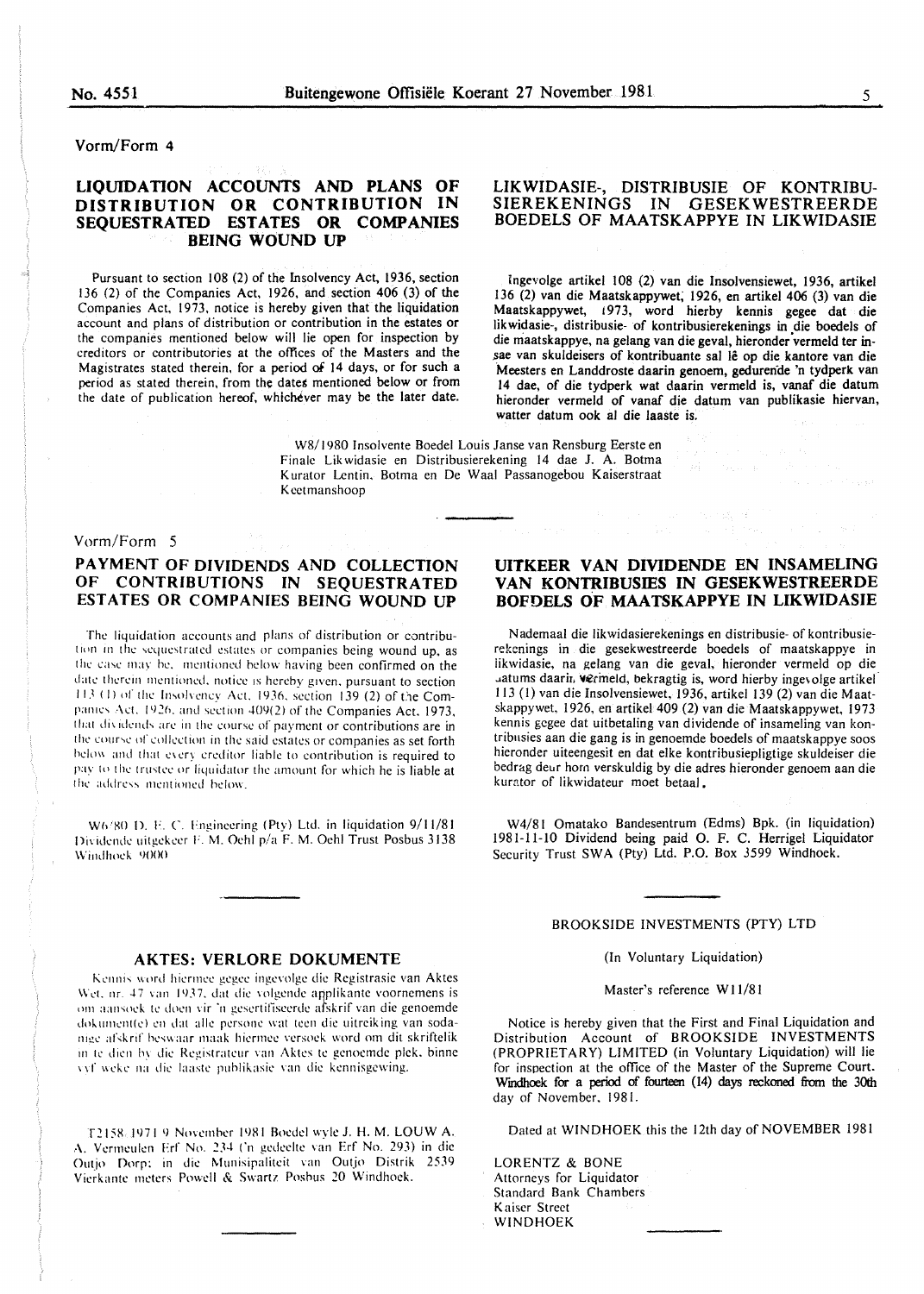Vorm/Form 4

## LIQUIDATION ACCOUNTS AND PLANS OF DISTRIBUTION OR CONTRIBUTION IN SEQUESTRATED ESTATES OR COMPANIES BEING WOUND UP

Pursuant to section 108 (2) of the Insolvency Act, 1936, section 136 (2) of the Companies Act, 1926, and section 406 (3) of the Companies Act, 1973, notice is hereby given that the liquidation account and plans of distribution or contribution in the estates or the companies mentioned below will lie open for inspection by creditors or contributories at the offices of the Masters and the Magistrates stated therein, for a period of 14 days, or for such a period as stated therein, from the dates mentioned below or from the date of publication hereof, whichever may be the later date.

## LIKWIDASIE-, DISTRIBUSIE OF KONTRIBUSIEREKENINGS IN GESEKWESTREERDE BOEDELS OF MAATSKAPPYE IN LIKWIDASIE

Ingevolge artikel 108 (2) van die Insolvensiewet, 1936, artikel 136 (2) van die Maatskappywet, 1926, en artikel 406 (3) van die Maatskappywet, 1973, word hierby kennis gegee dat die likwidasie-, distribusie- of kontribusierekenings in die boedels of die maatskappye, na gelang van die geval, hieronder vermeld ter insae van skuldeisers of kontribuante sal lê op die kantore van die Meesters en Landdroste daarin genoem, gedurende 'n tydperk van 14 dae, of die tydperk wat daarin vermeld is, vanaf die datum hieronder vermeld of vanaf die datum van publikasie hiervan, watter datum ook al die laaste is.

W8/1980 Insolvente Boedel Louis Janse van Rensburg Eerste en Finale Likwidasie en Distribusierekening 14 dae J. A. Botma Kurator Lentin, Botma en De Waal Passanogebou Kaiserstraat Keetmanshoop

---

Vorm/Form 5

## PAYMENT OF DIVIDENDS AND COLLECTION OF CONTRIBUTIONS IN SEQUESTRATED ESTATES OR COMPANIES BEING WOUND UP

The liquidation accounts and plans of distribution or contribution in the sequestrated estates or companies being wound up, as the case may be, mentioned below having been confirmed on the date therein mentioned, notice is hereby given, pursuant to section 113 (1) of the Insolvency Act, 1936, section 139 (2) of the Companies Act, 1926, and section 409(2) of the Companies Act, 1973, that dividends are in the course of payment or contributions are in the course of collection in the said estates or companies as set forth below and that every creditor liable to contribution is required to pay to the trustee or liquidator the amount for which he is liable at the address mentioned below.

W6/80 D. E. C. Engineering (Pty) Ltd. in liquidation 9/11/81 Dividende uitgekeer F. M. Oehl p/a F. M. Oehl Trust Posbus 3138 Windhoek 9000

## UITKEER VAN DIVIDENDE EN INSAMELING VAN KONTRIBUSIES IN GESEKWESTREERDE BOEDELS OF MAATSKAPPYE IN LIKWIDASIE

Nademaal die likwidasierekenings en distribusie- of kontribusierekenings in die gesekwestreerde boedels of maatskappye in likwidasie, na gelang van die geval, hieronder vermeld op die datums daarin vermeld, bekragtig is, word hierby ingevolge artikel 113 (1) van die Insolvensiewet, 1936, artikel 139 (2) van die Maatskappywet, 1926, en artikel 409 (2) van die Maatskappywet, 1973 kennis gegee dat uitbetaling van dividende of insameling van kontribusies aan die gang is in genoemde boedels of maatskappye soos hieronder uiteengesit en dat elke kontribusiepligtige skuldeiser die bedrag deur hom verskuldig by die adres hieronder genoem aan die kurator of likwidateur moet betaal.

W4/81 Omatako Bandesentrum (Edms) Bpk. (in liquidation) 1981-11-10 Dividend being paid O. F. C. Herrigel Liquidator Security Trust SWA (Pty) Ltd. P.O. Box 3599 Windhoek.

---

## AKTES: VERLORE DOKUMENTE

Kennis word hiermee gegee ingevolge die Registrasie van Aktes Wet, nr. 47 van 1937, dat die volgende applikante voornemens is om aansoek te doen vir 'n gesertifiseerde afskrif van die genoemde dokument(e) en dat alle persone wat teen die uitreiking van sodanige afskrif beswaar maak hiermee versoek word om dit skriftelik in te dien by die Registrateur van Aktes te genoemde plek, binne vyf weke na die laaste publikasie van die kennisgewing.

T2158/1971 9 November 1981 Boedel wyle J. H. M. LOUW A. A. Vermeulen Erf No. 234 ('n gedeelte van Erf No. 293) in die Outjo Dorp; in die Munisipaliteit van Outjo Distrik 2539 Vierkante meters Powell & Swartz Posbus 20 Windhoek.

---

BROOKSIDE INVESTMENTS (PTY) LTD

(In Voluntary Liquidation)

Master's reference W11/81

Notice is hereby given that the First and Final Liquidation and Distribution Account of BROOKSIDE INVESTMENTS (PROPRIETARY) LIMITED (in Voluntary Liquidation) will lie for inspection at the office of the Master of the Supreme Court. Windhoek for a period of fourteen (14) days reckoned from the 30th day of November, 1981.

Dated at WINDHOEK this the 12th day of NOVEMBER 1981

LORENTZ & BONE
Attorneys for Liquidator
Standard Bank Chambers
Kaiser Street
WINDHOEK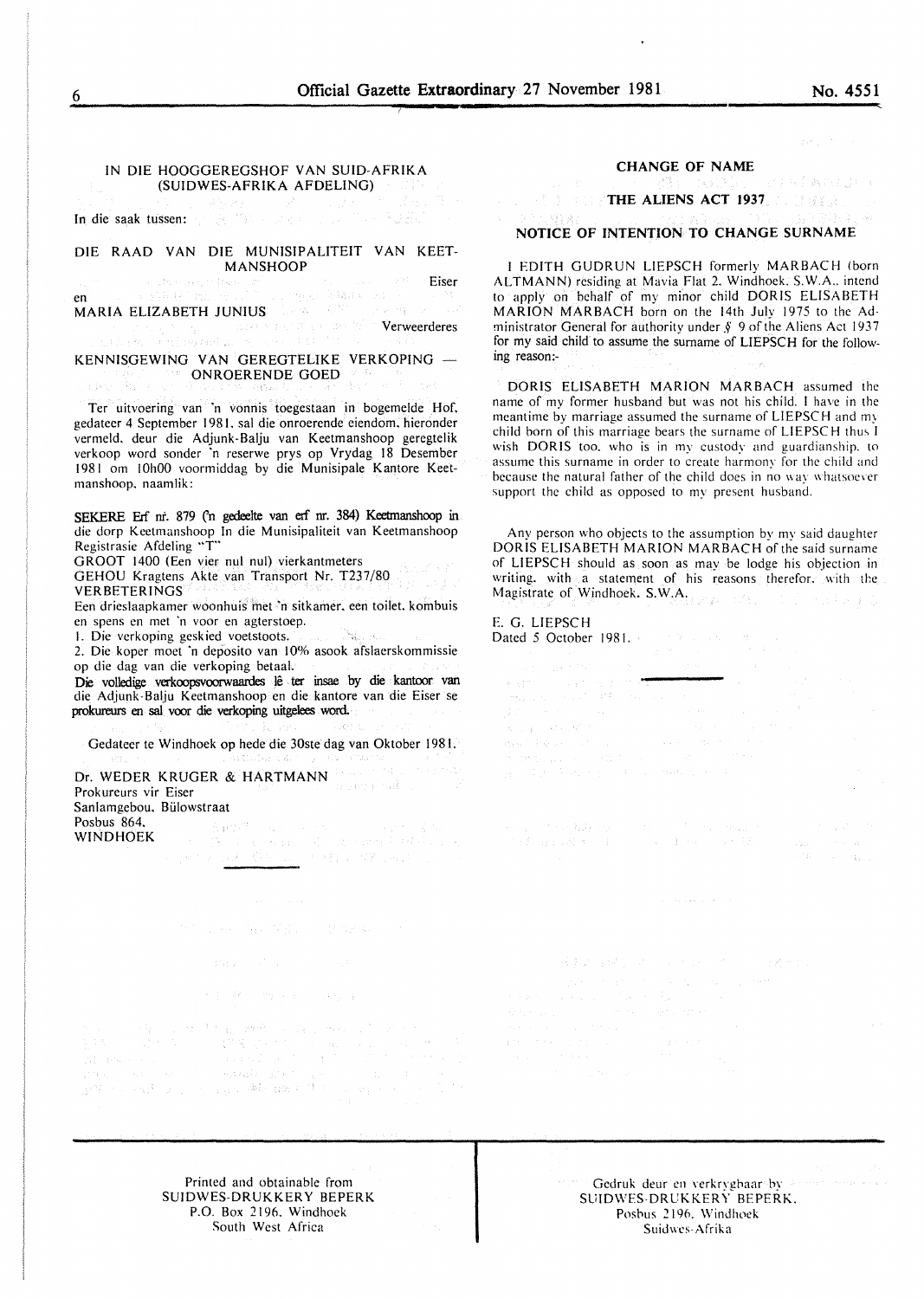IN DIE HOOGGEREGSHOF VAN SUID-AFRIKA
(SUIDWES-AFRIKA AFDELING)

In die saak tussen:

DIE RAAD VAN DIE MUNISIPALITEIT VAN KEETMANSHOOP

Eiser

en

MARIA ELIZABETH JUNIUS

Verweerderes

## KENNISGEWING VAN GEREGTELIKE VERKOPING — ONROERENDE GOED

Ter uitvoering van 'n vonnis toegestaan in bogemelde Hof, gedateer 4 September 1981, sal die onroerende eiendom, hieronder vermeld, deur die Adjunk-Balju van Keetmanshoop geregtelik verkoop word sonder 'n reserwe prys op Vrydag 18 Desember 1981 om 10h00 voormiddag by die Munisipale Kantore Keetmanshoop, naamlik:

SEKERE Erf nr. 879 ('n gedeelte van erf nr. 384) Keetmanshoop in die dorp Keetmanshoop In die Munisipaliteit van Keetmanshoop Registrasie Afdeling "T"

GROOT 1400 (Een vier nul nul) vierkantmeters

GEHOU Kragtens Akte van Transport Nr. T237/80

VERBETERINGS

Een drieslaapkamer woonhuis met 'n sitkamer, een toilet, kombuis en spens en met 'n voor en agterstoep.

1. Die verkoping geskied voetstoots.
2. Die koper moet 'n deposito van 10% asook afslaerskommissie op die dag van die verkoping betaal.

Die volledige verkoopsvoorwaardes lê ter insae by die kantoor van die Adjunk-Balju Keetmanshoop en die kantore van die Eiser se prokureurs en sal voor die verkoping uitgelees word.

Gedateer te Windhoek op hede die 30ste dag van Oktober 1981.

Dr. WEDER KRUGER & HARTMANN
Prokureurs vir Eiser
Sanlamgebou, Bülowstraat
Posbus 864,
WINDHOEK

## CHANGE OF NAME

### THE ALIENS ACT 1937

### NOTICE OF INTENTION TO CHANGE SURNAME

I EDITH GUDRUN LIEPSCH formerly MARBACH (born ALTMANN) residing at Mavia Flat 2, Windhoek, S.W.A., intend to apply on behalf of my minor child DORIS ELISABETH MARION MARBACH born on the 14th July 1975 to the Administrator General for authority under § 9 of the Aliens Act 1937 for my said child to assume the surname of LIEPSCH for the following reason:-

DORIS ELISABETH MARION MARBACH assumed the name of my former husband but was not his child. I have in the meantime by marriage assumed the surname of LIEPSCH and my child born of this marriage bears the surname of LIEPSCH thus I wish DORIS too, who is in my custody and guardianship, to assume this surname in order to create harmony for the child and because the natural father of the child does in no way whatsoever support the child as opposed to my present husband.

Any person who objects to the assumption by my said daughter DORIS ELISABETH MARION MARBACH of the said surname of LIEPSCH should as soon as may be lodge his objection in writing, with a statement of his reasons therefor, with the Magistrate of Windhoek, S.W.A.

E. G. LIEPSCH
Dated 5 October 1981.

Printed and obtainable from
SUIDWES-DRUKKERY BEPERK
P.O. Box 2196, Windhoek
South West Africa

Gedruk deur en verkrygbaar by
SUIDWES-DRUKKERY BEPERK,
Posbus 2196, Windhoek
Suidwes-Afrika